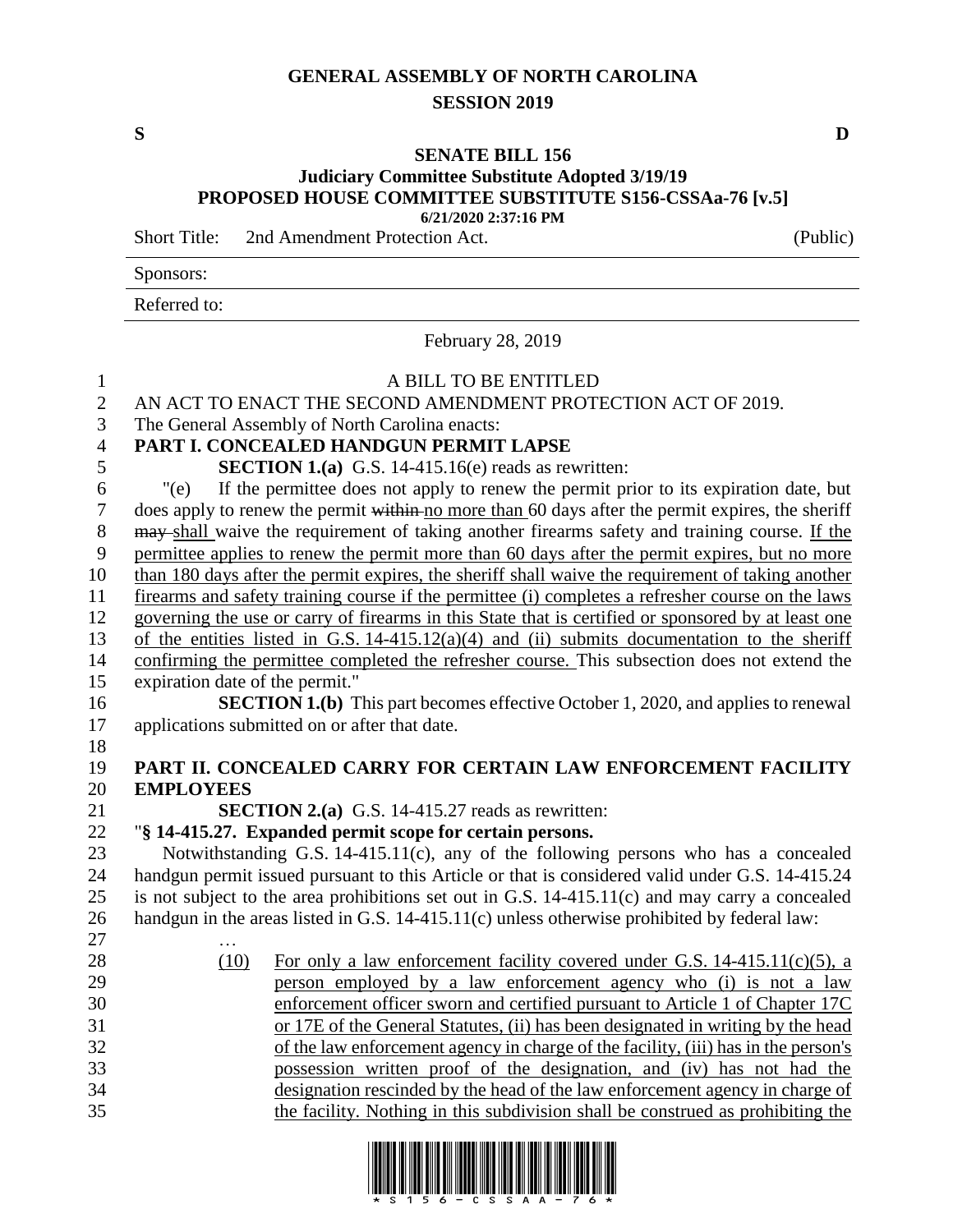# GENERAL ASSEMBLY OF NORTH CAROLINA
## SESSION 2019

**S** **D**

## SENATE BILL 156
### Judiciary Committee Substitute Adopted 3/19/19
### PROPOSED HOUSE COMMITTEE SUBSTITUTE S156-CSSAa-76 [v.5]

**6/21/2020 2:37:16 PM**

Short Title: 2nd Amendment Protection Act. (Public)

Sponsors:

Referred to:

February 28, 2019

A BILL TO BE ENTITLED

AN ACT TO ENACT THE SECOND AMENDMENT PROTECTION ACT OF 2019.

The General Assembly of North Carolina enacts:

**PART I. CONCEALED HANDGUN PERMIT LAPSE**

**SECTION 1.(a)** G.S. 14-415.16(e) reads as rewritten:

"(e) If the permittee does not apply to renew the permit prior to its expiration date, but does apply to renew the permit ~~within~~ no more than 60 days after the permit expires, the sheriff ~~may~~ shall waive the requirement of taking another firearms safety and training course. If the permittee applies to renew the permit more than 60 days after the permit expires, but no more than 180 days after the permit expires, the sheriff shall waive the requirement of taking another firearms and safety training course if the permittee (i) completes a refresher course on the laws governing the use or carry of firearms in this State that is certified or sponsored by at least one of the entities listed in G.S. 14-415.12(a)(4) and (ii) submits documentation to the sheriff confirming the permittee completed the refresher course. This subsection does not extend the expiration date of the permit."

**SECTION 1.(b)** This part becomes effective October 1, 2020, and applies to renewal applications submitted on or after that date.

**PART II. CONCEALED CARRY FOR CERTAIN LAW ENFORCEMENT FACILITY EMPLOYEES**

**SECTION 2.(a)** G.S. 14-415.27 reads as rewritten:

"**§ 14-415.27. Expanded permit scope for certain persons.**

Notwithstanding G.S. 14-415.11(c), any of the following persons who has a concealed handgun permit issued pursuant to this Article or that is considered valid under G.S. 14-415.24 is not subject to the area prohibitions set out in G.S. 14-415.11(c) and may carry a concealed handgun in the areas listed in G.S. 14-415.11(c) unless otherwise prohibited by federal law:

…

(10) For only a law enforcement facility covered under G.S. 14-415.11(c)(5), a person employed by a law enforcement agency who (i) is not a law enforcement officer sworn and certified pursuant to Article 1 of Chapter 17C or 17E of the General Statutes, (ii) has been designated in writing by the head of the law enforcement agency in charge of the facility, (iii) has in the person's possession written proof of the designation, and (iv) has not had the designation rescinded by the head of the law enforcement agency in charge of the facility. Nothing in this subdivision shall be construed as prohibiting the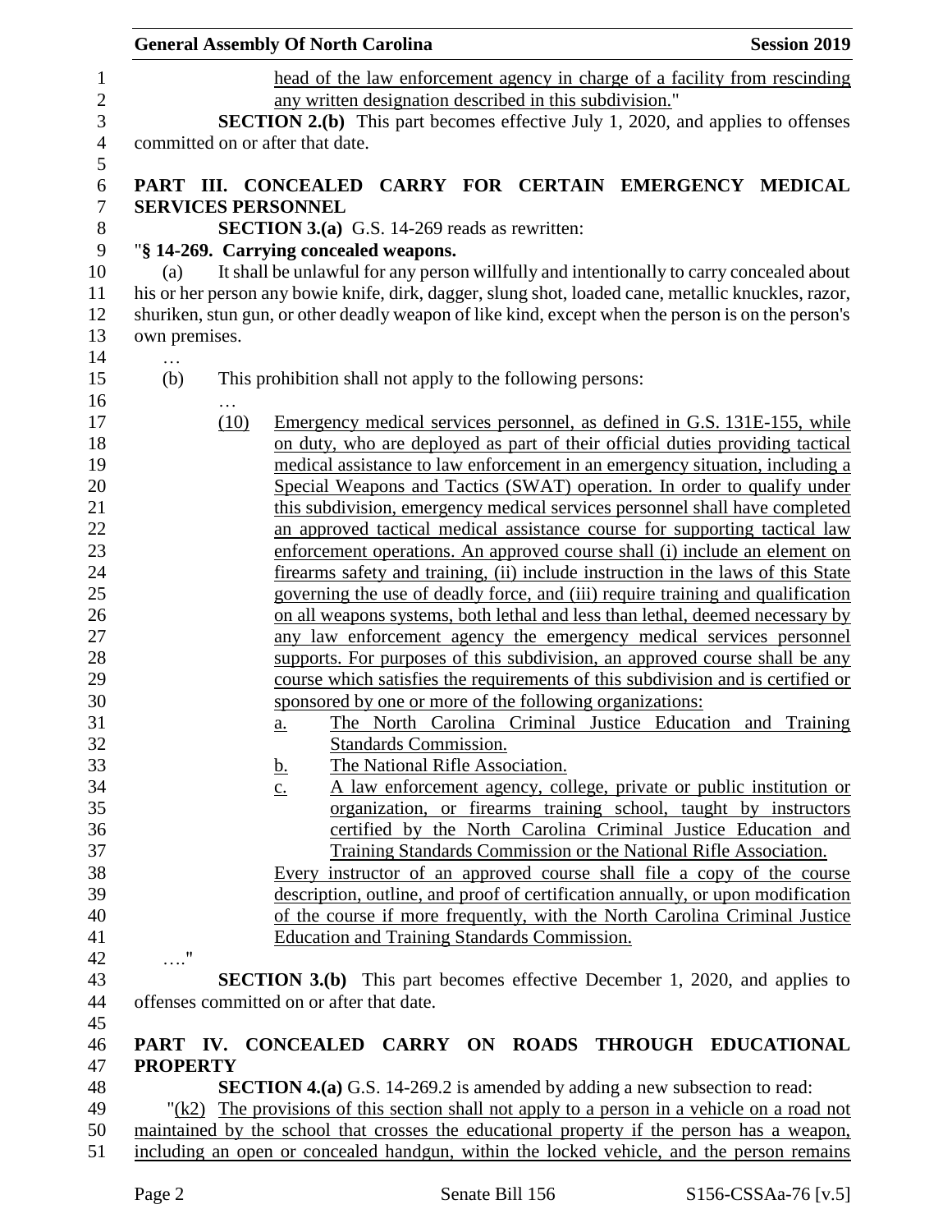head of the law enforcement agency in charge of a facility from rescinding any written designation described in this subdivision."

**SECTION 2.(b)** This part becomes effective July 1, 2020, and applies to offenses committed on or after that date.

**PART III. CONCEALED CARRY FOR CERTAIN EMERGENCY MEDICAL SERVICES PERSONNEL**

**SECTION 3.(a)** G.S. 14-269 reads as rewritten:

"**§ 14-269. Carrying concealed weapons.**

(a) It shall be unlawful for any person willfully and intentionally to carry concealed about his or her person any bowie knife, dirk, dagger, slung shot, loaded cane, metallic knuckles, razor, shuriken, stun gun, or other deadly weapon of like kind, except when the person is on the person's own premises.

…

(b) This prohibition shall not apply to the following persons:

…

(10) Emergency medical services personnel, as defined in G.S. 131E-155, while on duty, who are deployed as part of their official duties providing tactical medical assistance to law enforcement in an emergency situation, including a Special Weapons and Tactics (SWAT) operation. In order to qualify under this subdivision, emergency medical services personnel shall have completed an approved tactical medical assistance course for supporting tactical law enforcement operations. An approved course shall (i) include an element on firearms safety and training, (ii) include instruction in the laws of this State governing the use of deadly force, and (iii) require training and qualification on all weapons systems, both lethal and less than lethal, deemed necessary by any law enforcement agency the emergency medical services personnel supports. For purposes of this subdivision, an approved course shall be any course which satisfies the requirements of this subdivision and is certified or sponsored by one or more of the following organizations:

a. The North Carolina Criminal Justice Education and Training Standards Commission.

b. The National Rifle Association.

c. A law enforcement agency, college, private or public institution or organization, or firearms training school, taught by instructors certified by the North Carolina Criminal Justice Education and Training Standards Commission or the National Rifle Association.

Every instructor of an approved course shall file a copy of the course description, outline, and proof of certification annually, or upon modification of the course if more frequently, with the North Carolina Criminal Justice Education and Training Standards Commission.

…."

**SECTION 3.(b)** This part becomes effective December 1, 2020, and applies to offenses committed on or after that date.

**PART IV. CONCEALED CARRY ON ROADS THROUGH EDUCATIONAL PROPERTY**

**SECTION 4.(a)** G.S. 14-269.2 is amended by adding a new subsection to read:

"(k2) The provisions of this section shall not apply to a person in a vehicle on a road not maintained by the school that crosses the educational property if the person has a weapon, including an open or concealed handgun, within the locked vehicle, and the person remains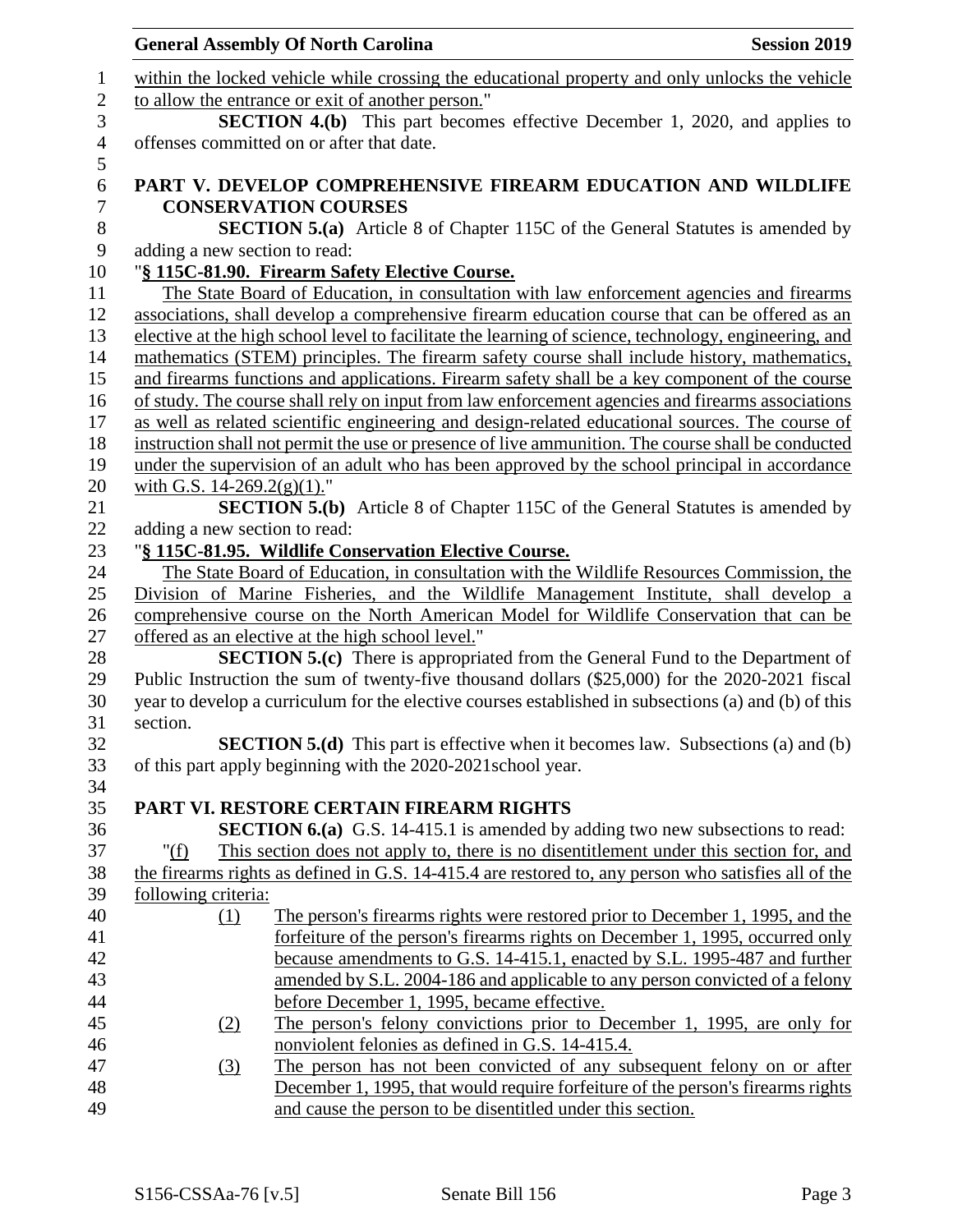within the locked vehicle while crossing the educational property and only unlocks the vehicle to allow the entrance or exit of another person."

**SECTION 4.(b)** This part becomes effective December 1, 2020, and applies to offenses committed on or after that date.

## PART V. DEVELOP COMPREHENSIVE FIREARM EDUCATION AND WILDLIFE CONSERVATION COURSES

**SECTION 5.(a)** Article 8 of Chapter 115C of the General Statutes is amended by adding a new section to read:

"**§ 115C-81.90. Firearm Safety Elective Course.**

The State Board of Education, in consultation with law enforcement agencies and firearms associations, shall develop a comprehensive firearm education course that can be offered as an elective at the high school level to facilitate the learning of science, technology, engineering, and mathematics (STEM) principles. The firearm safety course shall include history, mathematics, and firearms functions and applications. Firearm safety shall be a key component of the course of study. The course shall rely on input from law enforcement agencies and firearms associations as well as related scientific engineering and design-related educational sources. The course of instruction shall not permit the use or presence of live ammunition. The course shall be conducted under the supervision of an adult who has been approved by the school principal in accordance with G.S. 14-269.2(g)(1)."

**SECTION 5.(b)** Article 8 of Chapter 115C of the General Statutes is amended by adding a new section to read:

"**§ 115C-81.95. Wildlife Conservation Elective Course.**

The State Board of Education, in consultation with the Wildlife Resources Commission, the Division of Marine Fisheries, and the Wildlife Management Institute, shall develop a comprehensive course on the North American Model for Wildlife Conservation that can be offered as an elective at the high school level."

**SECTION 5.(c)** There is appropriated from the General Fund to the Department of Public Instruction the sum of twenty-five thousand dollars ($25,000) for the 2020-2021 fiscal year to develop a curriculum for the elective courses established in subsections (a) and (b) of this section.

**SECTION 5.(d)** This part is effective when it becomes law. Subsections (a) and (b) of this part apply beginning with the 2020-2021school year.

## PART VI. RESTORE CERTAIN FIREARM RIGHTS

**SECTION 6.(a)** G.S. 14-415.1 is amended by adding two new subsections to read:

"(f) This section does not apply to, there is no disentitlement under this section for, and the firearms rights as defined in G.S. 14-415.4 are restored to, any person who satisfies all of the following criteria:

(1) The person's firearms rights were restored prior to December 1, 1995, and the forfeiture of the person's firearms rights on December 1, 1995, occurred only because amendments to G.S. 14-415.1, enacted by S.L. 1995-487 and further amended by S.L. 2004-186 and applicable to any person convicted of a felony before December 1, 1995, became effective.

(2) The person's felony convictions prior to December 1, 1995, are only for nonviolent felonies as defined in G.S. 14-415.4.

(3) The person has not been convicted of any subsequent felony on or after December 1, 1995, that would require forfeiture of the person's firearms rights and cause the person to be disentitled under this section.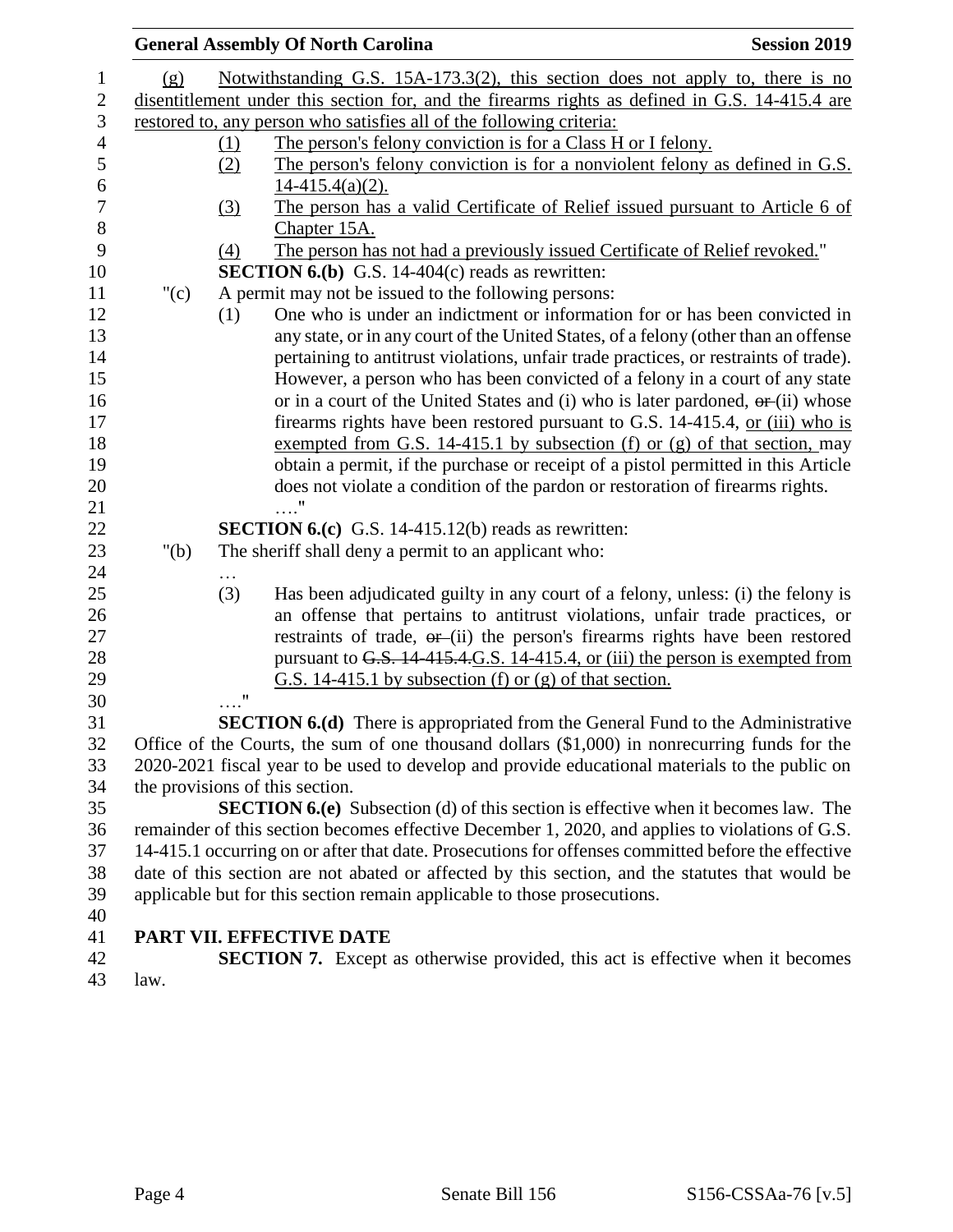(g) Notwithstanding G.S. 15A-173.3(2), this section does not apply to, there is no disentitlement under this section for, and the firearms rights as defined in G.S. 14-415.4 are restored to, any person who satisfies all of the following criteria:

(1) The person's felony conviction is for a Class H or I felony.

(2) The person's felony conviction is for a nonviolent felony as defined in G.S. 14-415.4(a)(2).

(3) The person has a valid Certificate of Relief issued pursuant to Article 6 of Chapter 15A.

(4) The person has not had a previously issued Certificate of Relief revoked."

**SECTION 6.(b)** G.S. 14-404(c) reads as rewritten:

"(c) A permit may not be issued to the following persons:

(1) One who is under an indictment or information for or has been convicted in any state, or in any court of the United States, of a felony (other than an offense pertaining to antitrust violations, unfair trade practices, or restraints of trade). However, a person who has been convicted of a felony in a court of any state or in a court of the United States and (i) who is later pardoned, ~~or~~ (ii) whose firearms rights have been restored pursuant to G.S. 14-415.4, or (iii) who is exempted from G.S. 14-415.1 by subsection (f) or (g) of that section, may obtain a permit, if the purchase or receipt of a pistol permitted in this Article does not violate a condition of the pardon or restoration of firearms rights.

…."

**SECTION 6.(c)** G.S. 14-415.12(b) reads as rewritten:

"(b) The sheriff shall deny a permit to an applicant who:

…

(3) Has been adjudicated guilty in any court of a felony, unless: (i) the felony is an offense that pertains to antitrust violations, unfair trade practices, or restraints of trade, ~~or~~ (ii) the person's firearms rights have been restored pursuant to ~~G.S. 14-415.4.~~G.S. 14-415.4, or (iii) the person is exempted from G.S. 14-415.1 by subsection (f) or (g) of that section.

…."

**SECTION 6.(d)** There is appropriated from the General Fund to the Administrative Office of the Courts, the sum of one thousand dollars ($1,000) in nonrecurring funds for the 2020-2021 fiscal year to be used to develop and provide educational materials to the public on the provisions of this section.

**SECTION 6.(e)** Subsection (d) of this section is effective when it becomes law. The remainder of this section becomes effective December 1, 2020, and applies to violations of G.S. 14-415.1 occurring on or after that date. Prosecutions for offenses committed before the effective date of this section are not abated or affected by this section, and the statutes that would be applicable but for this section remain applicable to those prosecutions.

## PART VII. EFFECTIVE DATE

**SECTION 7.** Except as otherwise provided, this act is effective when it becomes law.